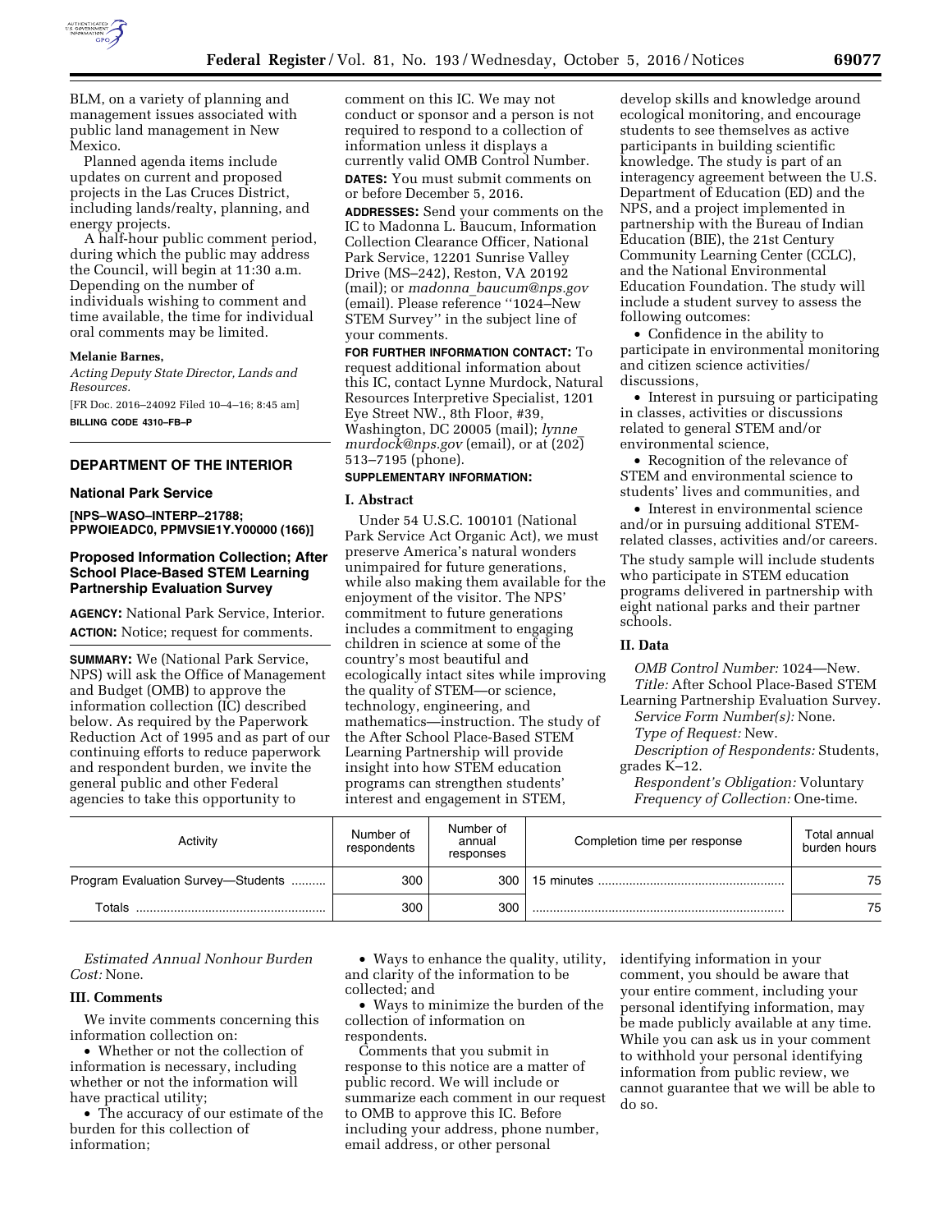BLM, on a variety of planning and management issues associated with public land management in New Mexico.

Planned agenda items include updates on current and proposed projects in the Las Cruces District, including lands/realty, planning, and energy projects.

A half-hour public comment period, during which the public may address the Council, will begin at 11:30 a.m. Depending on the number of individuals wishing to comment and time available, the time for individual oral comments may be limited.

**Melanie Barnes,**

*Acting Deputy State Director, Lands and Resources.*

[FR Doc. 2016–24092 Filed 10–4–16; 8:45 am]

**BILLING CODE 4310–FB–P**

## DEPARTMENT OF THE INTERIOR

### National Park Service

**[NPS–WASO–INTERP–21788; PPWOIEADC0, PPMVSIE1Y.Y00000 (166)]**

### Proposed Information Collection; After School Place-Based STEM Learning Partnership Evaluation Survey

**AGENCY:** National Park Service, Interior.

**ACTION:** Notice; request for comments.

**SUMMARY:** We (National Park Service, NPS) will ask the Office of Management and Budget (OMB) to approve the information collection (IC) described below. As required by the Paperwork Reduction Act of 1995 and as part of our continuing efforts to reduce paperwork and respondent burden, we invite the general public and other Federal agencies to take this opportunity to comment on this IC. We may not conduct or sponsor and a person is not required to respond to a collection of information unless it displays a currently valid OMB Control Number.

**DATES:** You must submit comments on or before December 5, 2016.

**ADDRESSES:** Send your comments on the IC to Madonna L. Baucum, Information Collection Clearance Officer, National Park Service, 12201 Sunrise Valley Drive (MS–242), Reston, VA 20192 (mail); or *madonna_baucum@nps.gov* (email). Please reference ''1024–New STEM Survey'' in the subject line of your comments.

**FOR FURTHER INFORMATION CONTACT:** To request additional information about this IC, contact Lynne Murdock, Natural Resources Interpretive Specialist, 1201 Eye Street NW., 8th Floor, #39, Washington, DC 20005 (mail); *lynne_murdock@nps.gov* (email), or at (202) 513–7195 (phone).

**SUPPLEMENTARY INFORMATION:**

#### I. Abstract

Under 54 U.S.C. 100101 (National Park Service Act Organic Act), we must preserve America's natural wonders unimpaired for future generations, while also making them available for the enjoyment of the visitor. The NPS' commitment to future generations includes a commitment to engaging children in science at some of the country's most beautiful and ecologically intact sites while improving the quality of STEM—or science, technology, engineering, and mathematics—instruction. The study of the After School Place-Based STEM Learning Partnership will provide insight into how STEM education programs can strengthen students' interest and engagement in STEM, develop skills and knowledge around ecological monitoring, and encourage students to see themselves as active participants in building scientific knowledge. The study is part of an interagency agreement between the U.S. Department of Education (ED) and the NPS, and a project implemented in partnership with the Bureau of Indian Education (BIE), the 21st Century Community Learning Center (CCLC), and the National Environmental Education Foundation. The study will include a student survey to assess the following outcomes:

- Confidence in the ability to participate in environmental monitoring and citizen science activities/discussions,
- Interest in pursuing or participating in classes, activities or discussions related to general STEM and/or environmental science,
- Recognition of the relevance of STEM and environmental science to students' lives and communities, and
- Interest in environmental science and/or in pursuing additional STEM-related classes, activities and/or careers.

The study sample will include students who participate in STEM education programs delivered in partnership with eight national parks and their partner schools.

#### II. Data

*OMB Control Number:* 1024—New.

*Title:* After School Place-Based STEM Learning Partnership Evaluation Survey.

*Service Form Number(s):* None.

*Type of Request:* New.

*Description of Respondents:* Students, grades K–12.

*Respondent's Obligation:* Voluntary

*Frequency of Collection:* One-time.

| Activity | Number of respondents | Number of annual responses | Completion time per response | Total annual burden hours |
|---|---|---|---|---|
| Program Evaluation Survey—Students | 300 | 300 | 15 minutes | 75 |
| Totals | 300 | 300 | | 75 |

*Estimated Annual Nonhour Burden Cost:* None.

#### III. Comments

We invite comments concerning this information collection on:

- Whether or not the collection of information is necessary, including whether or not the information will have practical utility;
- The accuracy of our estimate of the burden for this collection of information;
- Ways to enhance the quality, utility, and clarity of the information to be collected; and
- Ways to minimize the burden of the collection of information on respondents.

Comments that you submit in response to this notice are a matter of public record. We will include or summarize each comment in our request to OMB to approve this IC. Before including your address, phone number, email address, or other personal identifying information in your comment, you should be aware that your entire comment, including your personal identifying information, may be made publicly available at any time. While you can ask us in your comment to withhold your personal identifying information from public review, we cannot guarantee that we will be able to do so.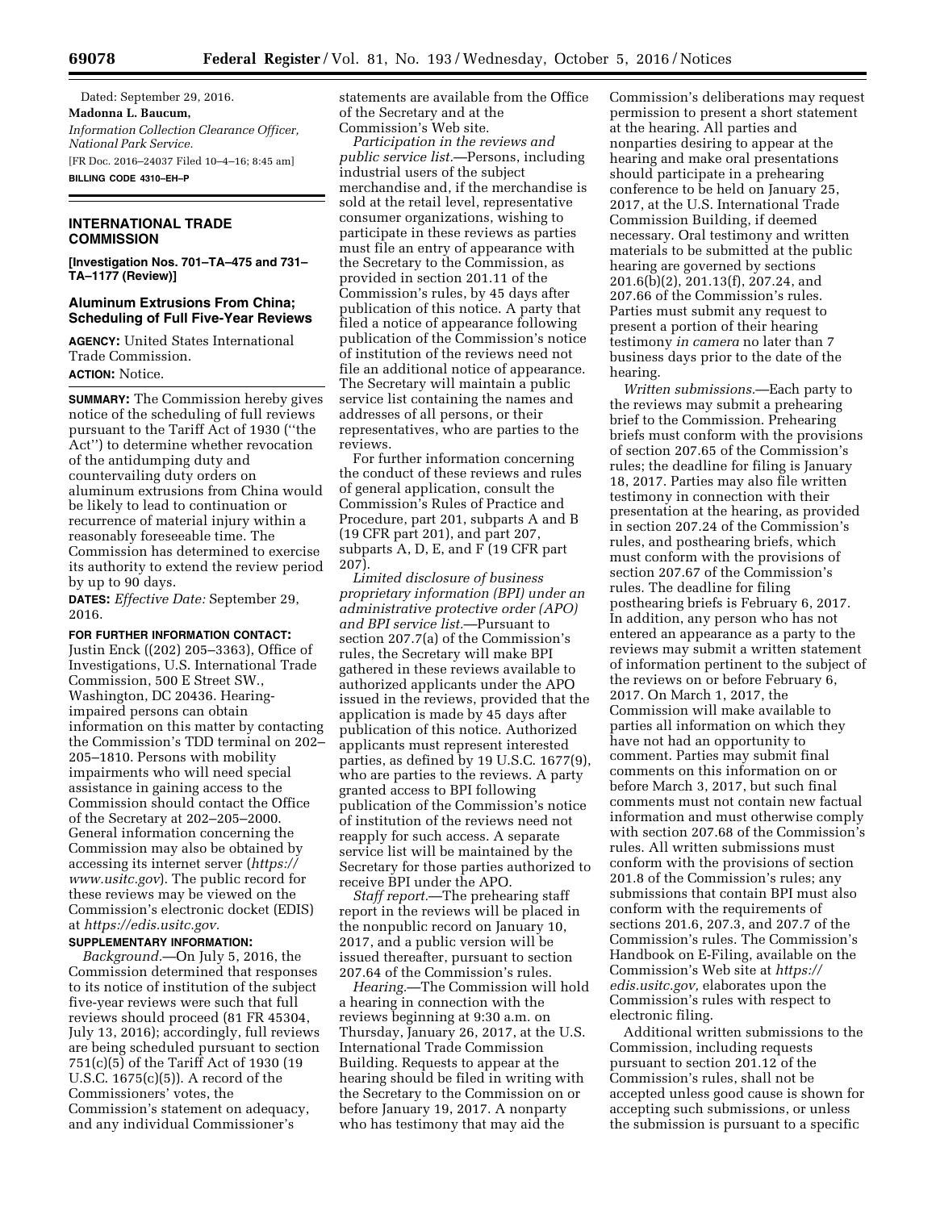Dated: September 29, 2016.

**Madonna L. Baucum,**

*Information Collection Clearance Officer, National Park Service.*

[FR Doc. 2016–24037 Filed 10–4–16; 8:45 am]

**BILLING CODE 4310–EH–P**

## INTERNATIONAL TRADE COMMISSION

**[Investigation Nos. 701–TA–475 and 731–TA–1177 (Review)]**

### Aluminum Extrusions From China; Scheduling of Full Five-Year Reviews

**AGENCY:** United States International Trade Commission.

**ACTION:** Notice.

**SUMMARY:** The Commission hereby gives notice of the scheduling of full reviews pursuant to the Tariff Act of 1930 (''the Act'') to determine whether revocation of the antidumping duty and countervailing duty orders on aluminum extrusions from China would be likely to lead to continuation or recurrence of material injury within a reasonably foreseeable time. The Commission has determined to exercise its authority to extend the review period by up to 90 days.

**DATES:** *Effective Date:* September 29, 2016.

**FOR FURTHER INFORMATION CONTACT:** Justin Enck ((202) 205–3363), Office of Investigations, U.S. International Trade Commission, 500 E Street SW., Washington, DC 20436. Hearing-impaired persons can obtain information on this matter by contacting the Commission's TDD terminal on 202–205–1810. Persons with mobility impairments who will need special assistance in gaining access to the Commission should contact the Office of the Secretary at 202–205–2000. General information concerning the Commission may also be obtained by accessing its internet server (*https://www.usitc.gov*). The public record for these reviews may be viewed on the Commission's electronic docket (EDIS) at *https://edis.usitc.gov.*

**SUPPLEMENTARY INFORMATION:**

*Background.*—On July 5, 2016, the Commission determined that responses to its notice of institution of the subject five-year reviews were such that full reviews should proceed (81 FR 45304, July 13, 2016); accordingly, full reviews are being scheduled pursuant to section 751(c)(5) of the Tariff Act of 1930 (19 U.S.C. 1675(c)(5)). A record of the Commissioners' votes, the Commission's statement on adequacy, and any individual Commissioner's statements are available from the Office of the Secretary and at the Commission's Web site.

*Participation in the reviews and public service list.*—Persons, including industrial users of the subject merchandise and, if the merchandise is sold at the retail level, representative consumer organizations, wishing to participate in these reviews as parties must file an entry of appearance with the Secretary to the Commission, as provided in section 201.11 of the Commission's rules, by 45 days after publication of this notice. A party that filed a notice of appearance following publication of the Commission's notice of institution of the reviews need not file an additional notice of appearance. The Secretary will maintain a public service list containing the names and addresses of all persons, or their representatives, who are parties to the reviews.

For further information concerning the conduct of these reviews and rules of general application, consult the Commission's Rules of Practice and Procedure, part 201, subparts A and B (19 CFR part 201), and part 207, subparts A, D, E, and F (19 CFR part 207).

*Limited disclosure of business proprietary information (BPI) under an administrative protective order (APO) and BPI service list.*—Pursuant to section 207.7(a) of the Commission's rules, the Secretary will make BPI gathered in these reviews available to authorized applicants under the APO issued in the reviews, provided that the application is made by 45 days after publication of this notice. Authorized applicants must represent interested parties, as defined by 19 U.S.C. 1677(9), who are parties to the reviews. A party granted access to BPI following publication of the Commission's notice of institution of the reviews need not reapply for such access. A separate service list will be maintained by the Secretary for those parties authorized to receive BPI under the APO.

*Staff report.*—The prehearing staff report in the reviews will be placed in the nonpublic record on January 10, 2017, and a public version will be issued thereafter, pursuant to section 207.64 of the Commission's rules.

*Hearing.*—The Commission will hold a hearing in connection with the reviews beginning at 9:30 a.m. on Thursday, January 26, 2017, at the U.S. International Trade Commission Building. Requests to appear at the hearing should be filed in writing with the Secretary to the Commission on or before January 19, 2017. A nonparty who has testimony that may aid the Commission's deliberations may request permission to present a short statement at the hearing. All parties and nonparties desiring to appear at the hearing and make oral presentations should participate in a prehearing conference to be held on January 25, 2017, at the U.S. International Trade Commission Building, if deemed necessary. Oral testimony and written materials to be submitted at the public hearing are governed by sections 201.6(b)(2), 201.13(f), 207.24, and 207.66 of the Commission's rules. Parties must submit any request to present a portion of their hearing testimony *in camera* no later than 7 business days prior to the date of the hearing.

*Written submissions.*—Each party to the reviews may submit a prehearing brief to the Commission. Prehearing briefs must conform with the provisions of section 207.65 of the Commission's rules; the deadline for filing is January 18, 2017. Parties may also file written testimony in connection with their presentation at the hearing, as provided in section 207.24 of the Commission's rules, and posthearing briefs, which must conform with the provisions of section 207.67 of the Commission's rules. The deadline for filing posthearing briefs is February 6, 2017. In addition, any person who has not entered an appearance as a party to the reviews may submit a written statement of information pertinent to the subject of the reviews on or before February 6, 2017. On March 1, 2017, the Commission will make available to parties all information on which they have not had an opportunity to comment. Parties may submit final comments on this information on or before March 3, 2017, but such final comments must not contain new factual information and must otherwise comply with section 207.68 of the Commission's rules. All written submissions must conform with the provisions of section 201.8 of the Commission's rules; any submissions that contain BPI must also conform with the requirements of sections 201.6, 207.3, and 207.7 of the Commission's rules. The Commission's Handbook on E-Filing, available on the Commission's Web site at *https://edis.usitc.gov,* elaborates upon the Commission's rules with respect to electronic filing.

Additional written submissions to the Commission, including requests pursuant to section 201.12 of the Commission's rules, shall not be accepted unless good cause is shown for accepting such submissions, or unless the submission is pursuant to a specific